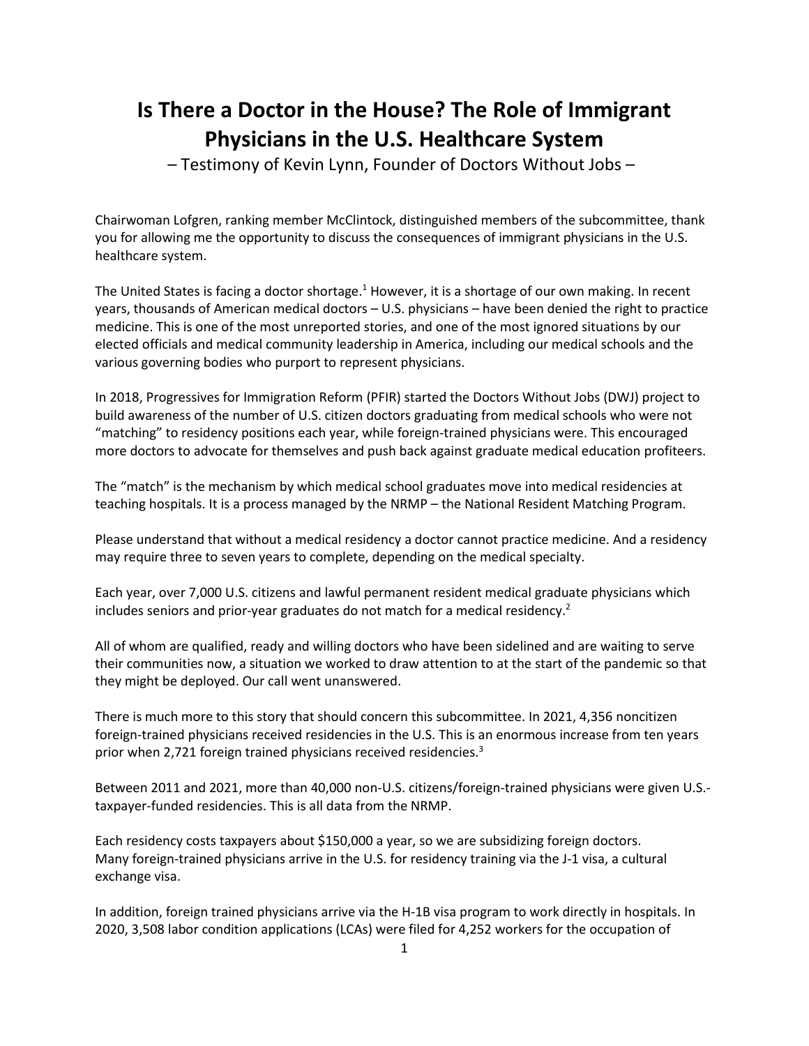# Is There a Doctor in the House? The Role of Immigrant Physicians in the U.S. Healthcare System

– Testimony of Kevin Lynn, Founder of Doctors Without Jobs –

Chairwoman Lofgren, ranking member McClintock, distinguished members of the subcommittee, thank you for allowing me the opportunity to discuss the consequences of immigrant physicians in the U.S. healthcare system.

The United States is facing a doctor shortage.[1] However, it is a shortage of our own making. In recent years, thousands of American medical doctors – U.S. physicians – have been denied the right to practice medicine. This is one of the most unreported stories, and one of the most ignored situations by our elected officials and medical community leadership in America, including our medical schools and the various governing bodies who purport to represent physicians.

In 2018, Progressives for Immigration Reform (PFIR) started the Doctors Without Jobs (DWJ) project to build awareness of the number of U.S. citizen doctors graduating from medical schools who were not "matching" to residency positions each year, while foreign-trained physicians were. This encouraged more doctors to advocate for themselves and push back against graduate medical education profiteers.

The "match" is the mechanism by which medical school graduates move into medical residencies at teaching hospitals. It is a process managed by the NRMP – the National Resident Matching Program.

Please understand that without a medical residency a doctor cannot practice medicine. And a residency may require three to seven years to complete, depending on the medical specialty.

Each year, over 7,000 U.S. citizens and lawful permanent resident medical graduate physicians which includes seniors and prior-year graduates do not match for a medical residency.[2]

All of whom are qualified, ready and willing doctors who have been sidelined and are waiting to serve their communities now, a situation we worked to draw attention to at the start of the pandemic so that they might be deployed. Our call went unanswered.

There is much more to this story that should concern this subcommittee. In 2021, 4,356 noncitizen foreign-trained physicians received residencies in the U.S. This is an enormous increase from ten years prior when 2,721 foreign trained physicians received residencies.[3]

Between 2011 and 2021, more than 40,000 non-U.S. citizens/foreign-trained physicians were given U.S.-taxpayer-funded residencies. This is all data from the NRMP.

Each residency costs taxpayers about $150,000 a year, so we are subsidizing foreign doctors. Many foreign-trained physicians arrive in the U.S. for residency training via the J-1 visa, a cultural exchange visa.

In addition, foreign trained physicians arrive via the H-1B visa program to work directly in hospitals. In 2020, 3,508 labor condition applications (LCAs) were filed for 4,252 workers for the occupation of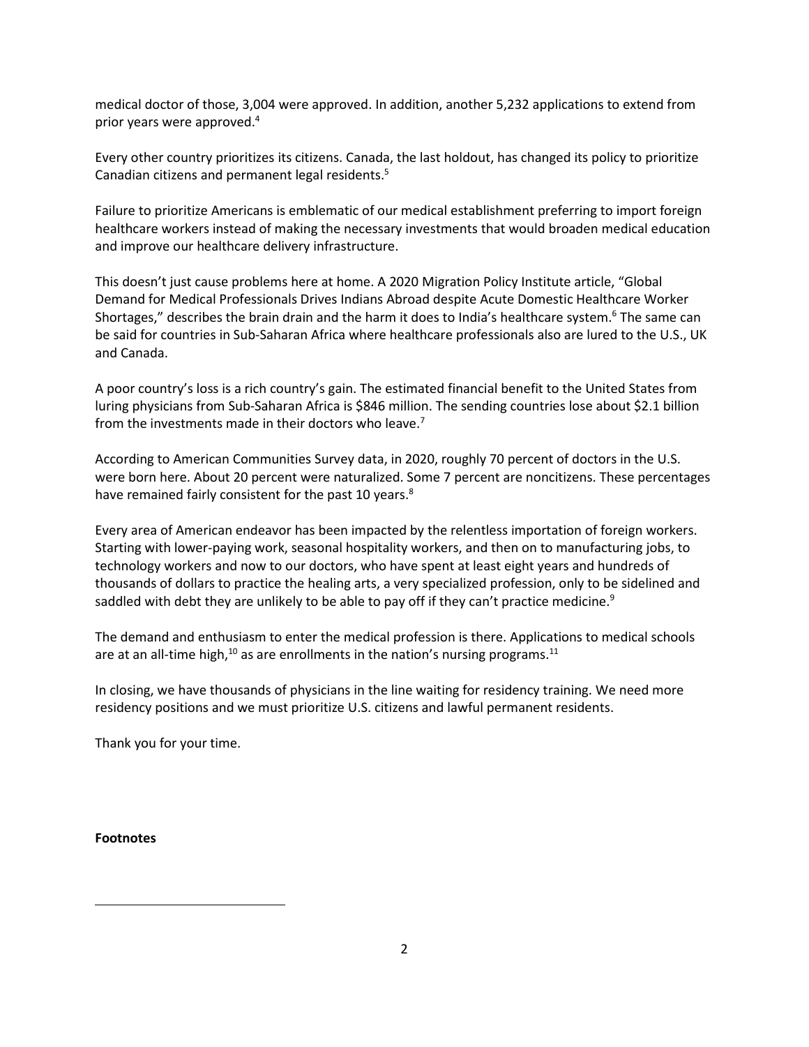medical doctor of those, 3,004 were approved. In addition, another 5,232 applications to extend from prior years were approved.[4]

Every other country prioritizes its citizens. Canada, the last holdout, has changed its policy to prioritize Canadian citizens and permanent legal residents.[5]

Failure to prioritize Americans is emblematic of our medical establishment preferring to import foreign healthcare workers instead of making the necessary investments that would broaden medical education and improve our healthcare delivery infrastructure.

This doesn't just cause problems here at home. A 2020 Migration Policy Institute article, "Global Demand for Medical Professionals Drives Indians Abroad despite Acute Domestic Healthcare Worker Shortages," describes the brain drain and the harm it does to India's healthcare system.[6] The same can be said for countries in Sub-Saharan Africa where healthcare professionals also are lured to the U.S., UK and Canada.

A poor country's loss is a rich country's gain. The estimated financial benefit to the United States from luring physicians from Sub-Saharan Africa is $846 million. The sending countries lose about $2.1 billion from the investments made in their doctors who leave.[7]

According to American Communities Survey data, in 2020, roughly 70 percent of doctors in the U.S. were born here. About 20 percent were naturalized. Some 7 percent are noncitizens. These percentages have remained fairly consistent for the past 10 years.[8]

Every area of American endeavor has been impacted by the relentless importation of foreign workers. Starting with lower-paying work, seasonal hospitality workers, and then on to manufacturing jobs, to technology workers and now to our doctors, who have spent at least eight years and hundreds of thousands of dollars to practice the healing arts, a very specialized profession, only to be sidelined and saddled with debt they are unlikely to be able to pay off if they can't practice medicine.[9]

The demand and enthusiasm to enter the medical profession is there. Applications to medical schools are at an all-time high,[10] as are enrollments in the nation's nursing programs.[11]

In closing, we have thousands of physicians in the line waiting for residency training. We need more residency positions and we must prioritize U.S. citizens and lawful permanent residents.

Thank you for your time.

**Footnotes**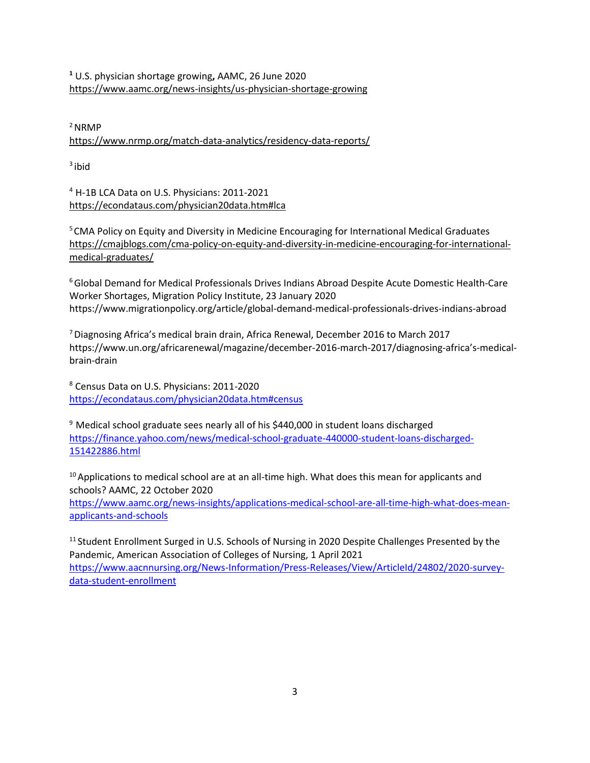[1] U.S. physician shortage growing**,** AAMC, 26 June 2020
https://www.aamc.org/news-insights/us-physician-shortage-growing

[2] NRMP
https://www.nrmp.org/match-data-analytics/residency-data-reports/

[3] ibid

[4] H-1B LCA Data on U.S. Physicians: 2011-2021
https://econdataus.com/physician20data.htm#lca

[5] CMA Policy on Equity and Diversity in Medicine Encouraging for International Medical Graduates
https://cmajblogs.com/cma-policy-on-equity-and-diversity-in-medicine-encouraging-for-international-medical-graduates/

[6] Global Demand for Medical Professionals Drives Indians Abroad Despite Acute Domestic Health-Care Worker Shortages, Migration Policy Institute, 23 January 2020
https://www.migrationpolicy.org/article/global-demand-medical-professionals-drives-indians-abroad

[7] Diagnosing Africa's medical brain drain, Africa Renewal, December 2016 to March 2017
https://www.un.org/africarenewal/magazine/december-2016-march-2017/diagnosing-africa's-medical-brain-drain

[8] Census Data on U.S. Physicians: 2011-2020
https://econdataus.com/physician20data.htm#census

[9] Medical school graduate sees nearly all of his $440,000 in student loans discharged
https://finance.yahoo.com/news/medical-school-graduate-440000-student-loans-discharged-151422886.html

[10] Applications to medical school are at an all-time high. What does this mean for applicants and schools? AAMC, 22 October 2020
https://www.aamc.org/news-insights/applications-medical-school-are-all-time-high-what-does-mean-applicants-and-schools

[11] Student Enrollment Surged in U.S. Schools of Nursing in 2020 Despite Challenges Presented by the Pandemic, American Association of Colleges of Nursing, 1 April 2021
https://www.aacnnursing.org/News-Information/Press-Releases/View/ArticleId/24802/2020-survey-data-student-enrollment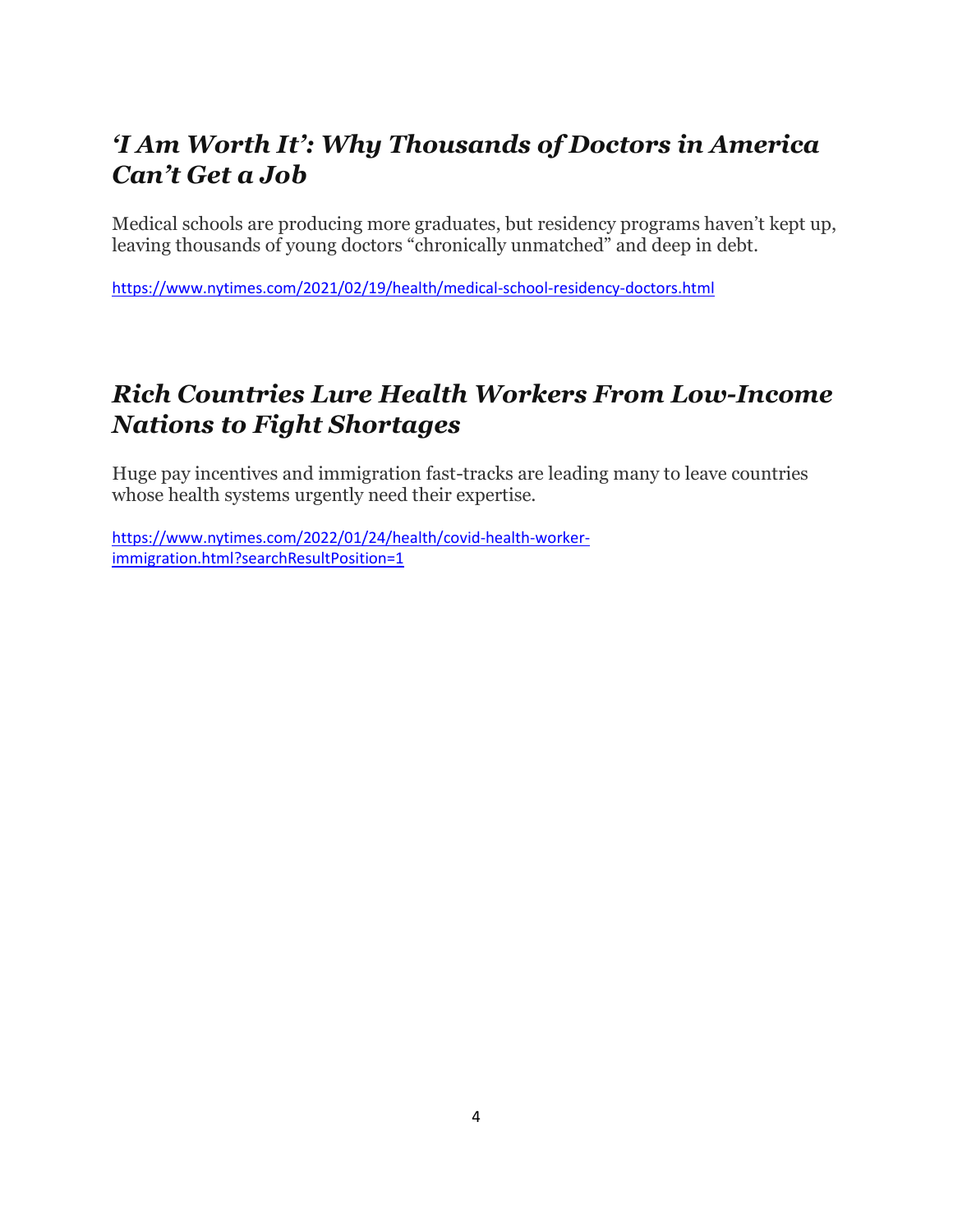## *'I Am Worth It': Why Thousands of Doctors in America Can't Get a Job*

Medical schools are producing more graduates, but residency programs haven't kept up, leaving thousands of young doctors "chronically unmatched" and deep in debt.

https://www.nytimes.com/2021/02/19/health/medical-school-residency-doctors.html

## *Rich Countries Lure Health Workers From Low-Income Nations to Fight Shortages*

Huge pay incentives and immigration fast-tracks are leading many to leave countries whose health systems urgently need their expertise.

https://www.nytimes.com/2022/01/24/health/covid-health-worker-immigration.html?searchResultPosition=1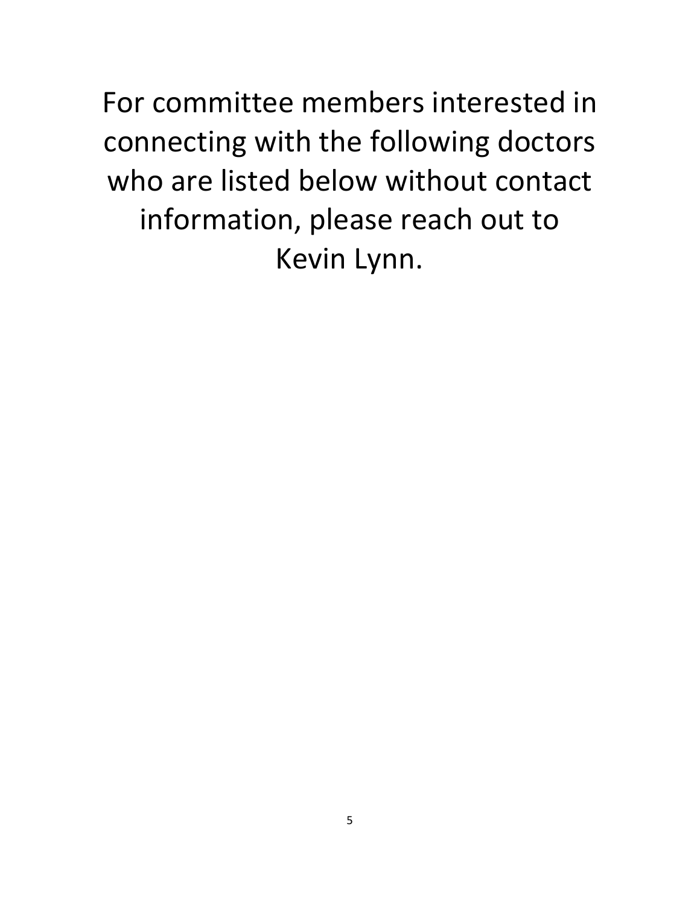For committee members interested in connecting with the following doctors who are listed below without contact information, please reach out to Kevin Lynn.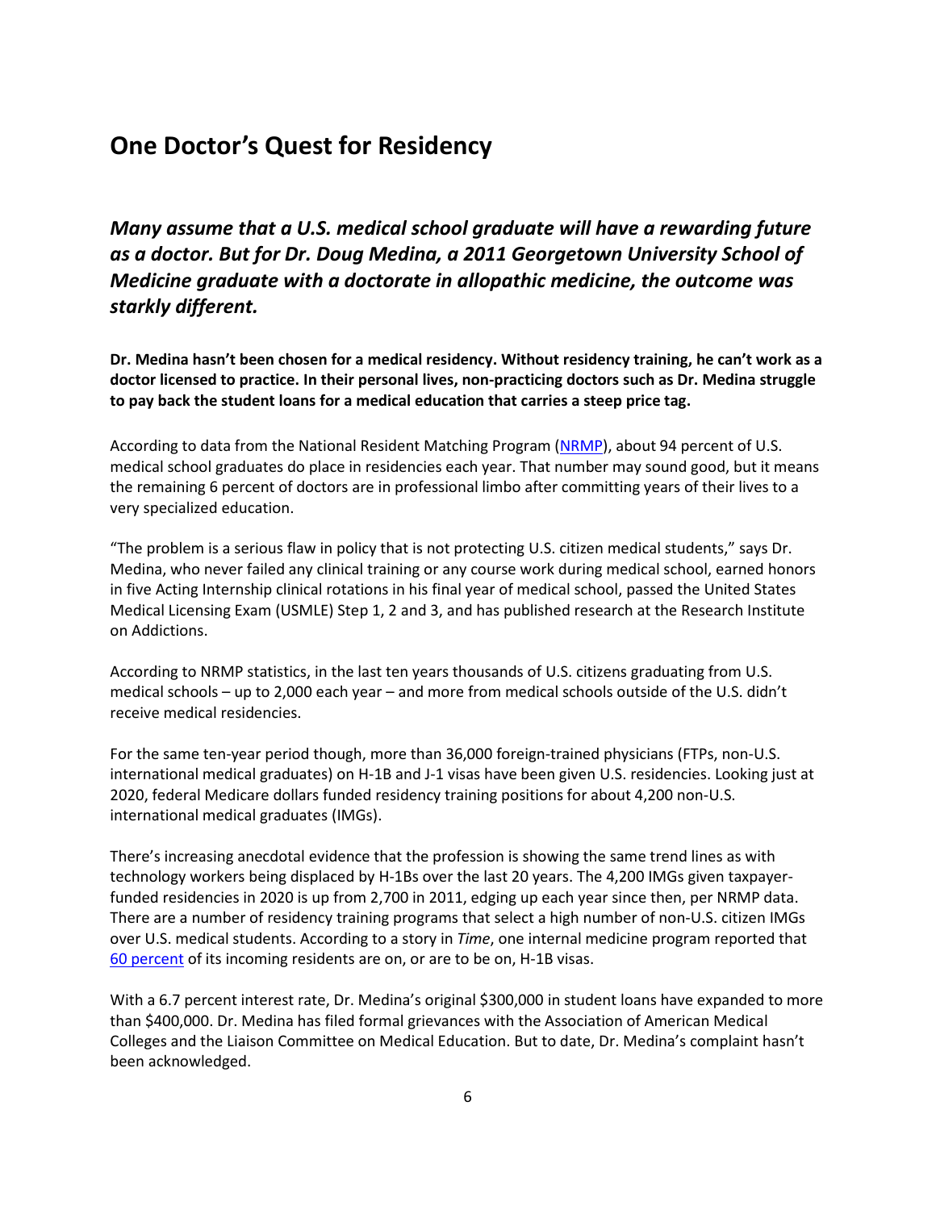# One Doctor's Quest for Residency

***Many assume that a U.S. medical school graduate will have a rewarding future as a doctor. But for Dr. Doug Medina, a 2011 Georgetown University School of Medicine graduate with a doctorate in allopathic medicine, the outcome was starkly different.***

**Dr. Medina hasn't been chosen for a medical residency. Without residency training, he can't work as a doctor licensed to practice. In their personal lives, non-practicing doctors such as Dr. Medina struggle to pay back the student loans for a medical education that carries a steep price tag.**

According to data from the National Resident Matching Program (NRMP), about 94 percent of U.S. medical school graduates do place in residencies each year. That number may sound good, but it means the remaining 6 percent of doctors are in professional limbo after committing years of their lives to a very specialized education.

"The problem is a serious flaw in policy that is not protecting U.S. citizen medical students," says Dr. Medina, who never failed any clinical training or any course work during medical school, earned honors in five Acting Internship clinical rotations in his final year of medical school, passed the United States Medical Licensing Exam (USMLE) Step 1, 2 and 3, and has published research at the Research Institute on Addictions.

According to NRMP statistics, in the last ten years thousands of U.S. citizens graduating from U.S. medical schools – up to 2,000 each year – and more from medical schools outside of the U.S. didn't receive medical residencies.

For the same ten-year period though, more than 36,000 foreign-trained physicians (FTPs, non-U.S. international medical graduates) on H-1B and J-1 visas have been given U.S. residencies. Looking just at 2020, federal Medicare dollars funded residency training positions for about 4,200 non-U.S. international medical graduates (IMGs).

There's increasing anecdotal evidence that the profession is showing the same trend lines as with technology workers being displaced by H-1Bs over the last 20 years. The 4,200 IMGs given taxpayer-funded residencies in 2020 is up from 2,700 in 2011, edging up each year since then, per NRMP data. There are a number of residency training programs that select a high number of non-U.S. citizen IMGs over U.S. medical students. According to a story in *Time*, one internal medicine program reported that 60 percent of its incoming residents are on, or are to be on, H-1B visas.

With a 6.7 percent interest rate, Dr. Medina's original $300,000 in student loans have expanded to more than $400,000. Dr. Medina has filed formal grievances with the Association of American Medical Colleges and the Liaison Committee on Medical Education. But to date, Dr. Medina's complaint hasn't been acknowledged.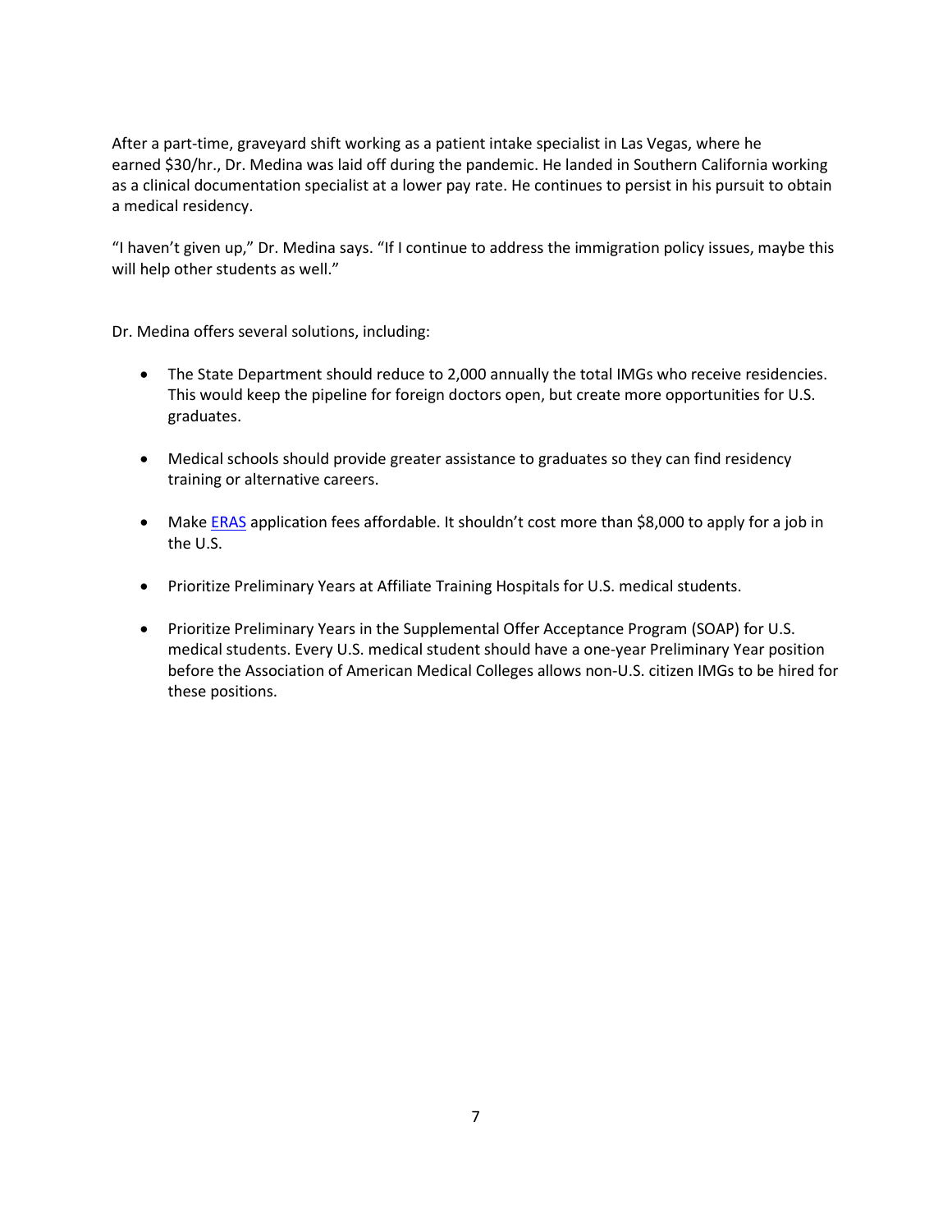After a part-time, graveyard shift working as a patient intake specialist in Las Vegas, where he earned $30/hr., Dr. Medina was laid off during the pandemic. He landed in Southern California working as a clinical documentation specialist at a lower pay rate. He continues to persist in his pursuit to obtain a medical residency.

"I haven't given up," Dr. Medina says. "If I continue to address the immigration policy issues, maybe this will help other students as well."

Dr. Medina offers several solutions, including:

- The State Department should reduce to 2,000 annually the total IMGs who receive residencies. This would keep the pipeline for foreign doctors open, but create more opportunities for U.S. graduates.

- Medical schools should provide greater assistance to graduates so they can find residency training or alternative careers.

- Make ERAS application fees affordable. It shouldn't cost more than $8,000 to apply for a job in the U.S.

- Prioritize Preliminary Years at Affiliate Training Hospitals for U.S. medical students.

- Prioritize Preliminary Years in the Supplemental Offer Acceptance Program (SOAP) for U.S. medical students. Every U.S. medical student should have a one-year Preliminary Year position before the Association of American Medical Colleges allows non-U.S. citizen IMGs to be hired for these positions.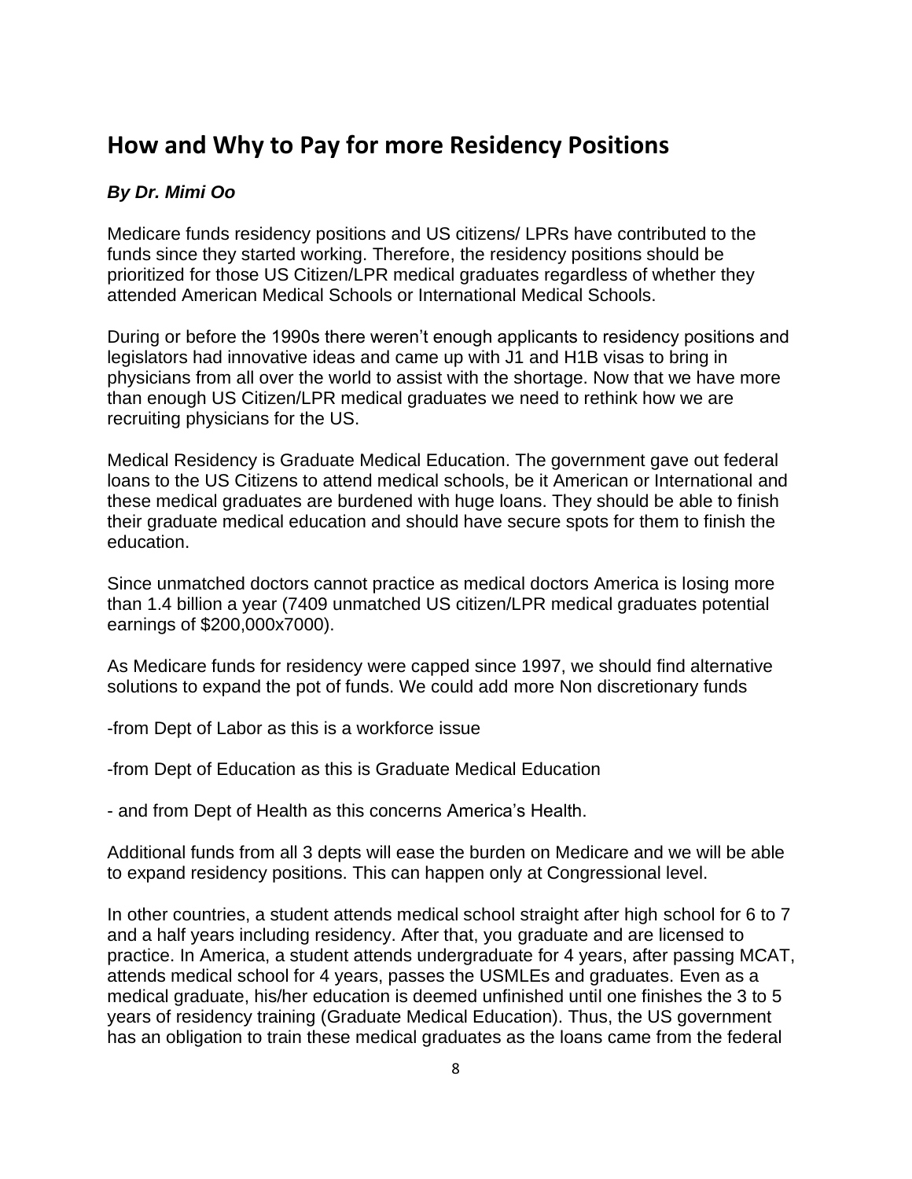## How and Why to Pay for more Residency Positions

***By Dr. Mimi Oo***

Medicare funds residency positions and US citizens/ LPRs have contributed to the funds since they started working. Therefore, the residency positions should be prioritized for those US Citizen/LPR medical graduates regardless of whether they attended American Medical Schools or International Medical Schools.

During or before the 1990s there weren't enough applicants to residency positions and legislators had innovative ideas and came up with J1 and H1B visas to bring in physicians from all over the world to assist with the shortage. Now that we have more than enough US Citizen/LPR medical graduates we need to rethink how we are recruiting physicians for the US.

Medical Residency is Graduate Medical Education. The government gave out federal loans to the US Citizens to attend medical schools, be it American or International and these medical graduates are burdened with huge loans. They should be able to finish their graduate medical education and should have secure spots for them to finish the education.

Since unmatched doctors cannot practice as medical doctors America is losing more than 1.4 billion a year (7409 unmatched US citizen/LPR medical graduates potential earnings of $200,000x7000).

As Medicare funds for residency were capped since 1997, we should find alternative solutions to expand the pot of funds. We could add more Non discretionary funds

-from Dept of Labor as this is a workforce issue

-from Dept of Education as this is Graduate Medical Education

- and from Dept of Health as this concerns America's Health.

Additional funds from all 3 depts will ease the burden on Medicare and we will be able to expand residency positions. This can happen only at Congressional level.

In other countries, a student attends medical school straight after high school for 6 to 7 and a half years including residency. After that, you graduate and are licensed to practice. In America, a student attends undergraduate for 4 years, after passing MCAT, attends medical school for 4 years, passes the USMLEs and graduates. Even as a medical graduate, his/her education is deemed unfinished until one finishes the 3 to 5 years of residency training (Graduate Medical Education). Thus, the US government has an obligation to train these medical graduates as the loans came from the federal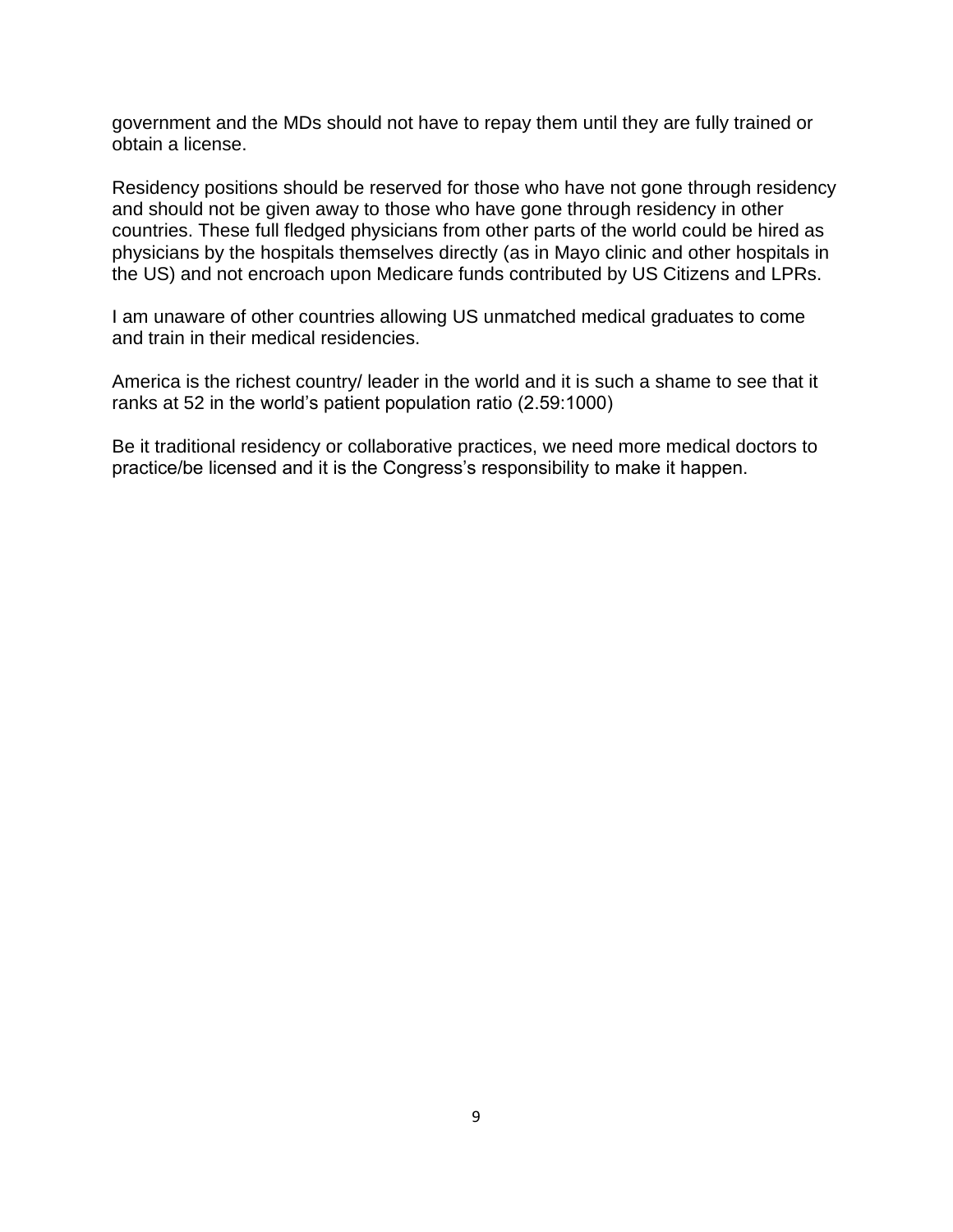government and the MDs should not have to repay them until they are fully trained or obtain a license.

Residency positions should be reserved for those who have not gone through residency and should not be given away to those who have gone through residency in other countries. These full fledged physicians from other parts of the world could be hired as physicians by the hospitals themselves directly (as in Mayo clinic and other hospitals in the US) and not encroach upon Medicare funds contributed by US Citizens and LPRs.

I am unaware of other countries allowing US unmatched medical graduates to come and train in their medical residencies.

America is the richest country/ leader in the world and it is such a shame to see that it ranks at 52 in the world's patient population ratio (2.59:1000)

Be it traditional residency or collaborative practices, we need more medical doctors to practice/be licensed and it is the Congress's responsibility to make it happen.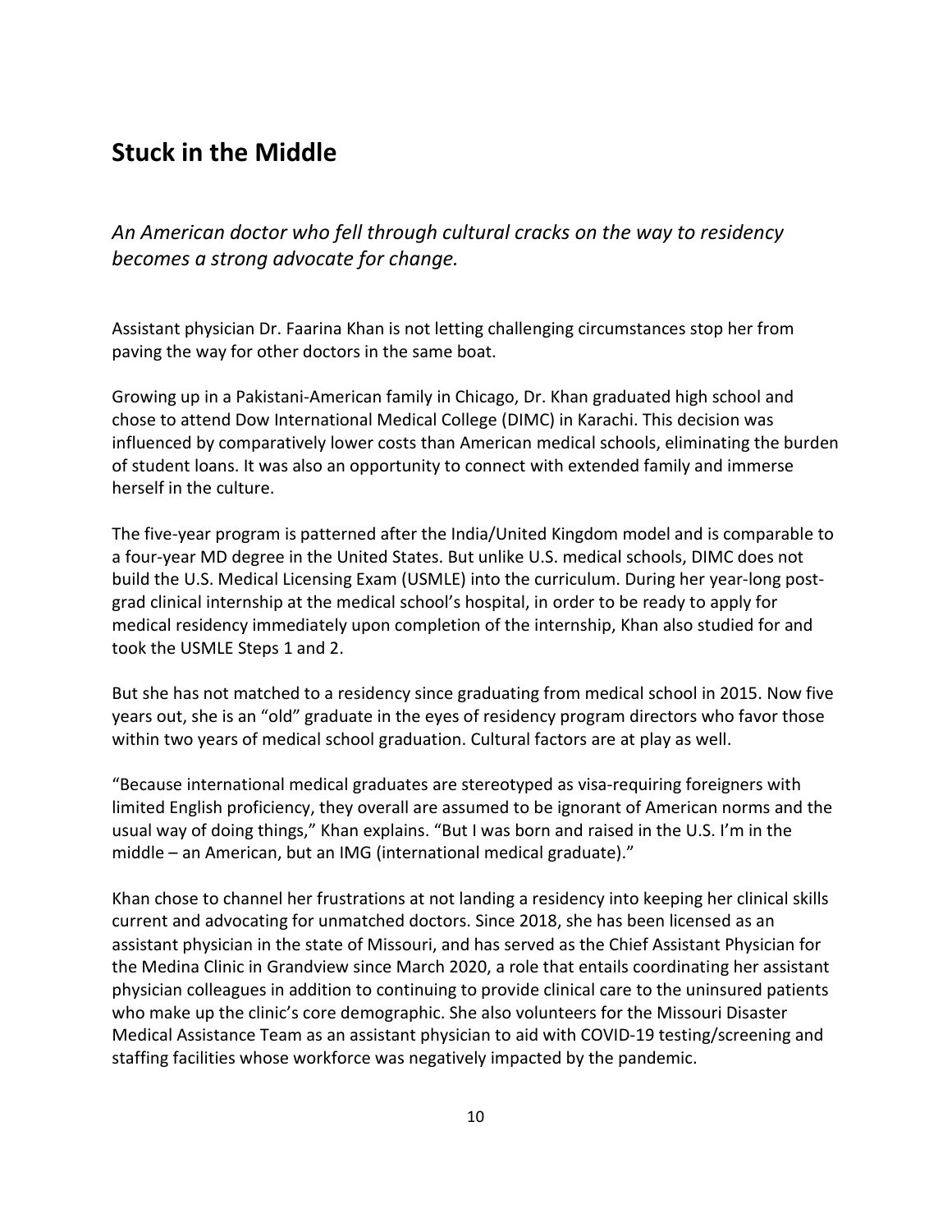## Stuck in the Middle

*An American doctor who fell through cultural cracks on the way to residency becomes a strong advocate for change.*

Assistant physician Dr. Faarina Khan is not letting challenging circumstances stop her from paving the way for other doctors in the same boat.

Growing up in a Pakistani-American family in Chicago, Dr. Khan graduated high school and chose to attend Dow International Medical College (DIMC) in Karachi. This decision was influenced by comparatively lower costs than American medical schools, eliminating the burden of student loans. It was also an opportunity to connect with extended family and immerse herself in the culture.

The five-year program is patterned after the India/United Kingdom model and is comparable to a four-year MD degree in the United States. But unlike U.S. medical schools, DIMC does not build the U.S. Medical Licensing Exam (USMLE) into the curriculum. During her year-long post-grad clinical internship at the medical school's hospital, in order to be ready to apply for medical residency immediately upon completion of the internship, Khan also studied for and took the USMLE Steps 1 and 2.

But she has not matched to a residency since graduating from medical school in 2015. Now five years out, she is an "old" graduate in the eyes of residency program directors who favor those within two years of medical school graduation. Cultural factors are at play as well.

"Because international medical graduates are stereotyped as visa-requiring foreigners with limited English proficiency, they overall are assumed to be ignorant of American norms and the usual way of doing things," Khan explains. "But I was born and raised in the U.S. I'm in the middle – an American, but an IMG (international medical graduate)."

Khan chose to channel her frustrations at not landing a residency into keeping her clinical skills current and advocating for unmatched doctors. Since 2018, she has been licensed as an assistant physician in the state of Missouri, and has served as the Chief Assistant Physician for the Medina Clinic in Grandview since March 2020, a role that entails coordinating her assistant physician colleagues in addition to continuing to provide clinical care to the uninsured patients who make up the clinic's core demographic. She also volunteers for the Missouri Disaster Medical Assistance Team as an assistant physician to aid with COVID-19 testing/screening and staffing facilities whose workforce was negatively impacted by the pandemic.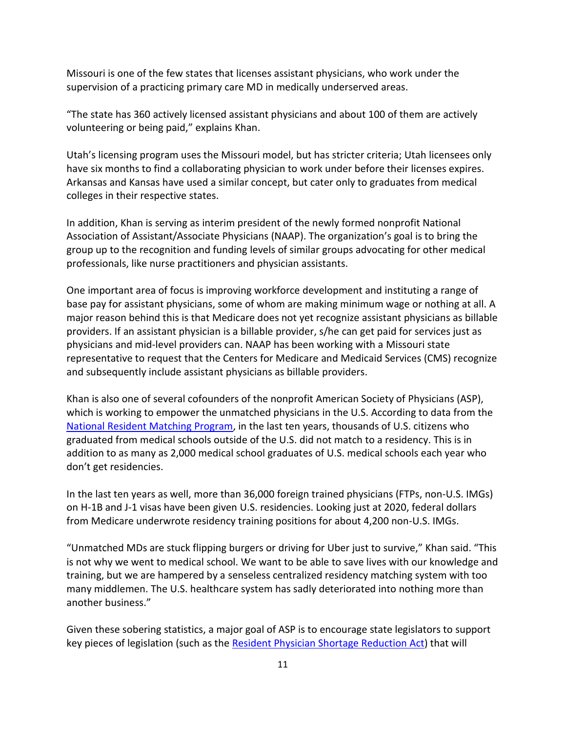Missouri is one of the few states that licenses assistant physicians, who work under the supervision of a practicing primary care MD in medically underserved areas.

"The state has 360 actively licensed assistant physicians and about 100 of them are actively volunteering or being paid," explains Khan.

Utah's licensing program uses the Missouri model, but has stricter criteria; Utah licensees only have six months to find a collaborating physician to work under before their licenses expires. Arkansas and Kansas have used a similar concept, but cater only to graduates from medical colleges in their respective states.

In addition, Khan is serving as interim president of the newly formed nonprofit National Association of Assistant/Associate Physicians (NAAP). The organization's goal is to bring the group up to the recognition and funding levels of similar groups advocating for other medical professionals, like nurse practitioners and physician assistants.

One important area of focus is improving workforce development and instituting a range of base pay for assistant physicians, some of whom are making minimum wage or nothing at all. A major reason behind this is that Medicare does not yet recognize assistant physicians as billable providers. If an assistant physician is a billable provider, s/he can get paid for services just as physicians and mid-level providers can. NAAP has been working with a Missouri state representative to request that the Centers for Medicare and Medicaid Services (CMS) recognize and subsequently include assistant physicians as billable providers.

Khan is also one of several cofounders of the nonprofit American Society of Physicians (ASP), which is working to empower the unmatched physicians in the U.S. According to data from the National Resident Matching Program, in the last ten years, thousands of U.S. citizens who graduated from medical schools outside of the U.S. did not match to a residency. This is in addition to as many as 2,000 medical school graduates of U.S. medical schools each year who don't get residencies.

In the last ten years as well, more than 36,000 foreign trained physicians (FTPs, non-U.S. IMGs) on H-1B and J-1 visas have been given U.S. residencies. Looking just at 2020, federal dollars from Medicare underwrote residency training positions for about 4,200 non-U.S. IMGs.

"Unmatched MDs are stuck flipping burgers or driving for Uber just to survive," Khan said. "This is not why we went to medical school. We want to be able to save lives with our knowledge and training, but we are hampered by a senseless centralized residency matching system with too many middlemen. The U.S. healthcare system has sadly deteriorated into nothing more than another business."

Given these sobering statistics, a major goal of ASP is to encourage state legislators to support key pieces of legislation (such as the Resident Physician Shortage Reduction Act) that will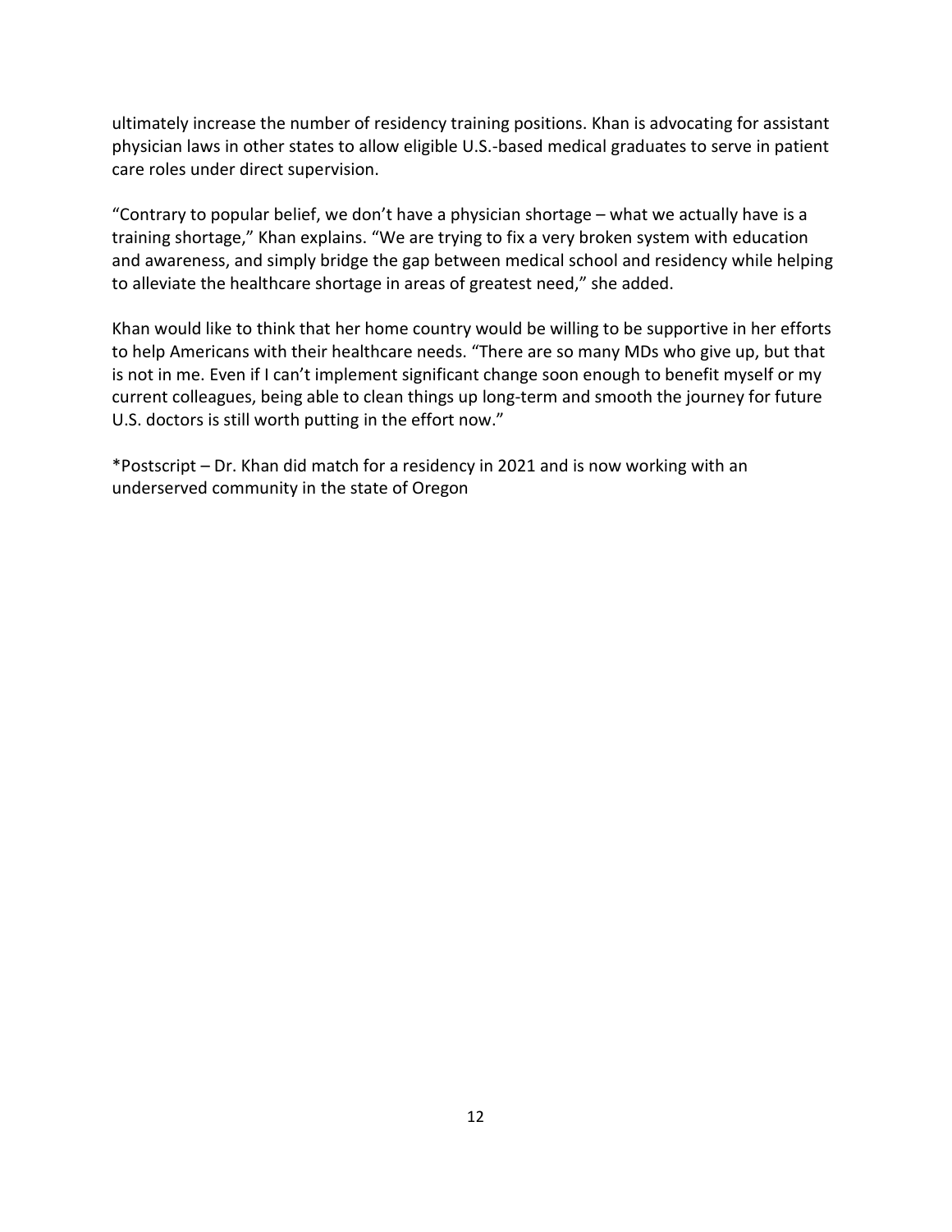ultimately increase the number of residency training positions. Khan is advocating for assistant physician laws in other states to allow eligible U.S.-based medical graduates to serve in patient care roles under direct supervision.

"Contrary to popular belief, we don't have a physician shortage – what we actually have is a training shortage," Khan explains. "We are trying to fix a very broken system with education and awareness, and simply bridge the gap between medical school and residency while helping to alleviate the healthcare shortage in areas of greatest need," she added.

Khan would like to think that her home country would be willing to be supportive in her efforts to help Americans with their healthcare needs. "There are so many MDs who give up, but that is not in me. Even if I can't implement significant change soon enough to benefit myself or my current colleagues, being able to clean things up long-term and smooth the journey for future U.S. doctors is still worth putting in the effort now."

*Postscript – Dr. Khan did match for a residency in 2021 and is now working with an underserved community in the state of Oregon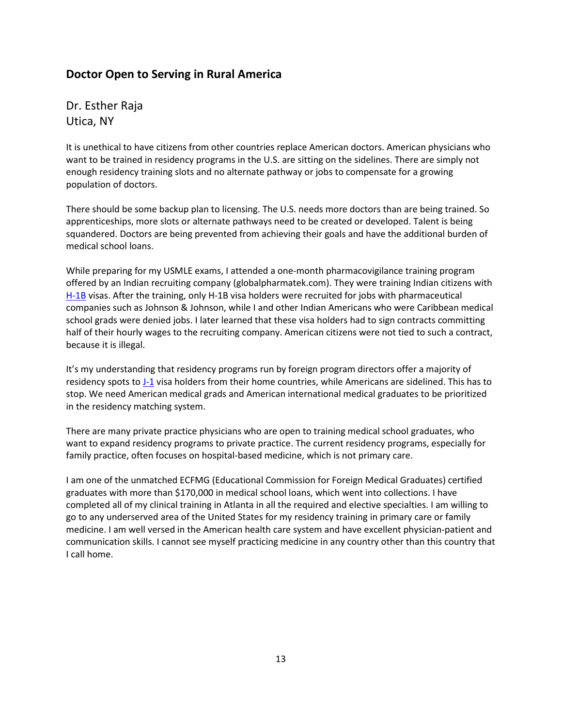## Doctor Open to Serving in Rural America

Dr. Esther Raja
Utica, NY

It is unethical to have citizens from other countries replace American doctors. American physicians who want to be trained in residency programs in the U.S. are sitting on the sidelines. There are simply not enough residency training slots and no alternate pathway or jobs to compensate for a growing population of doctors.

There should be some backup plan to licensing. The U.S. needs more doctors than are being trained. So apprenticeships, more slots or alternate pathways need to be created or developed. Talent is being squandered. Doctors are being prevented from achieving their goals and have the additional burden of medical school loans.

While preparing for my USMLE exams, I attended a one-month pharmacovigilance training program offered by an Indian recruiting company (globalpharmatek.com). They were training Indian citizens with H-1B visas. After the training, only H-1B visa holders were recruited for jobs with pharmaceutical companies such as Johnson & Johnson, while I and other Indian Americans who were Caribbean medical school grads were denied jobs. I later learned that these visa holders had to sign contracts committing half of their hourly wages to the recruiting company. American citizens were not tied to such a contract, because it is illegal.

It's my understanding that residency programs run by foreign program directors offer a majority of residency spots to J-1 visa holders from their home countries, while Americans are sidelined. This has to stop. We need American medical grads and American international medical graduates to be prioritized in the residency matching system.

There are many private practice physicians who are open to training medical school graduates, who want to expand residency programs to private practice. The current residency programs, especially for family practice, often focuses on hospital-based medicine, which is not primary care.

I am one of the unmatched ECFMG (Educational Commission for Foreign Medical Graduates) certified graduates with more than $170,000 in medical school loans, which went into collections. I have completed all of my clinical training in Atlanta in all the required and elective specialties. I am willing to go to any underserved area of the United States for my residency training in primary care or family medicine. I am well versed in the American health care system and have excellent physician-patient and communication skills. I cannot see myself practicing medicine in any country other than this country that I call home.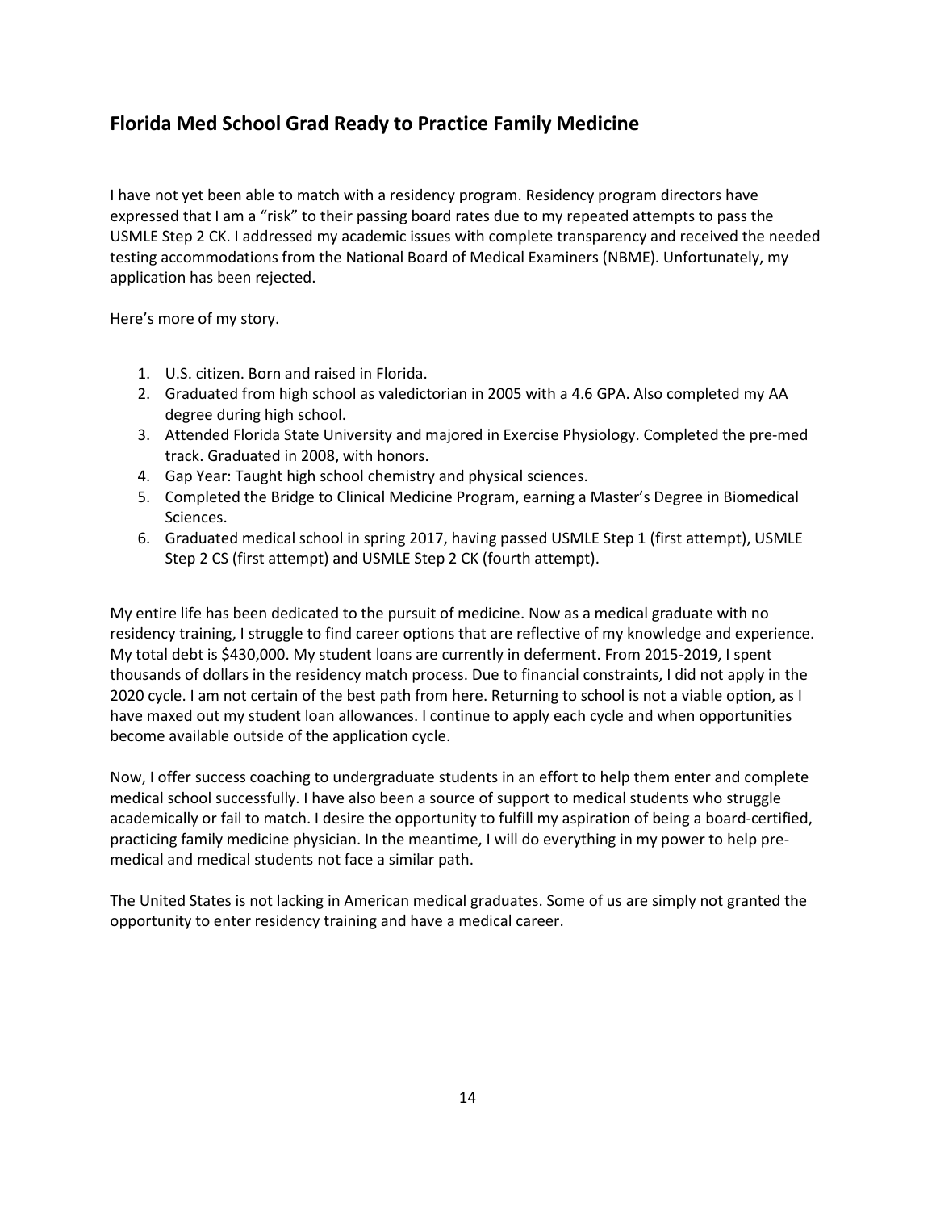## Florida Med School Grad Ready to Practice Family Medicine

I have not yet been able to match with a residency program. Residency program directors have expressed that I am a “risk” to their passing board rates due to my repeated attempts to pass the USMLE Step 2 CK. I addressed my academic issues with complete transparency and received the needed testing accommodations from the National Board of Medical Examiners (NBME). Unfortunately, my application has been rejected.

Here’s more of my story.

1. U.S. citizen. Born and raised in Florida.
2. Graduated from high school as valedictorian in 2005 with a 4.6 GPA. Also completed my AA degree during high school.
3. Attended Florida State University and majored in Exercise Physiology. Completed the pre-med track. Graduated in 2008, with honors.
4. Gap Year: Taught high school chemistry and physical sciences.
5. Completed the Bridge to Clinical Medicine Program, earning a Master’s Degree in Biomedical Sciences.
6. Graduated medical school in spring 2017, having passed USMLE Step 1 (first attempt), USMLE Step 2 CS (first attempt) and USMLE Step 2 CK (fourth attempt).

My entire life has been dedicated to the pursuit of medicine. Now as a medical graduate with no residency training, I struggle to find career options that are reflective of my knowledge and experience. My total debt is $430,000. My student loans are currently in deferment. From 2015-2019, I spent thousands of dollars in the residency match process. Due to financial constraints, I did not apply in the 2020 cycle. I am not certain of the best path from here. Returning to school is not a viable option, as I have maxed out my student loan allowances. I continue to apply each cycle and when opportunities become available outside of the application cycle.

Now, I offer success coaching to undergraduate students in an effort to help them enter and complete medical school successfully. I have also been a source of support to medical students who struggle academically or fail to match. I desire the opportunity to fulfill my aspiration of being a board-certified, practicing family medicine physician. In the meantime, I will do everything in my power to help pre-medical and medical students not face a similar path.

The United States is not lacking in American medical graduates. Some of us are simply not granted the opportunity to enter residency training and have a medical career.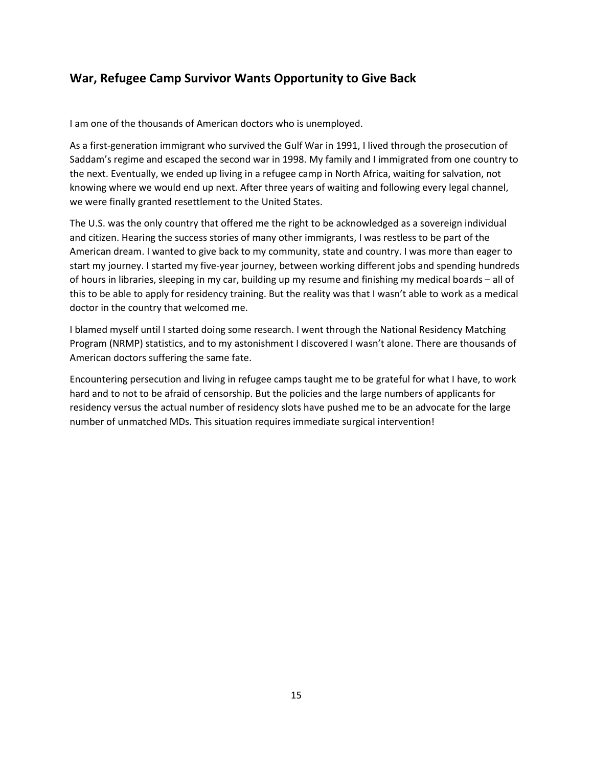## War, Refugee Camp Survivor Wants Opportunity to Give Back

I am one of the thousands of American doctors who is unemployed.

As a first-generation immigrant who survived the Gulf War in 1991, I lived through the prosecution of Saddam's regime and escaped the second war in 1998. My family and I immigrated from one country to the next. Eventually, we ended up living in a refugee camp in North Africa, waiting for salvation, not knowing where we would end up next. After three years of waiting and following every legal channel, we were finally granted resettlement to the United States.

The U.S. was the only country that offered me the right to be acknowledged as a sovereign individual and citizen. Hearing the success stories of many other immigrants, I was restless to be part of the American dream. I wanted to give back to my community, state and country. I was more than eager to start my journey. I started my five-year journey, between working different jobs and spending hundreds of hours in libraries, sleeping in my car, building up my resume and finishing my medical boards – all of this to be able to apply for residency training. But the reality was that I wasn't able to work as a medical doctor in the country that welcomed me.

I blamed myself until I started doing some research. I went through the National Residency Matching Program (NRMP) statistics, and to my astonishment I discovered I wasn't alone. There are thousands of American doctors suffering the same fate.

Encountering persecution and living in refugee camps taught me to be grateful for what I have, to work hard and to not to be afraid of censorship. But the policies and the large numbers of applicants for residency versus the actual number of residency slots have pushed me to be an advocate for the large number of unmatched MDs. This situation requires immediate surgical intervention!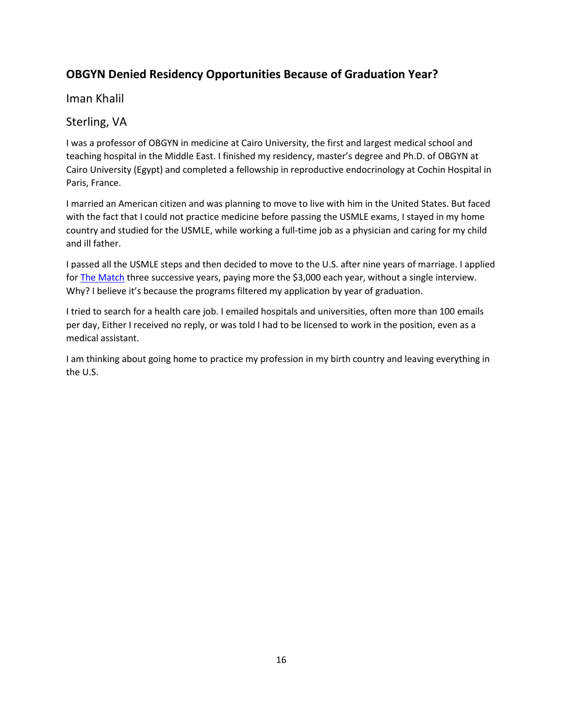## OBGYN Denied Residency Opportunities Because of Graduation Year?

Iman Khalil

Sterling, VA

I was a professor of OBGYN in medicine at Cairo University, the first and largest medical school and teaching hospital in the Middle East. I finished my residency, master's degree and Ph.D. of OBGYN at Cairo University (Egypt) and completed a fellowship in reproductive endocrinology at Cochin Hospital in Paris, France.

I married an American citizen and was planning to move to live with him in the United States. But faced with the fact that I could not practice medicine before passing the USMLE exams, I stayed in my home country and studied for the USMLE, while working a full-time job as a physician and caring for my child and ill father.

I passed all the USMLE steps and then decided to move to the U.S. after nine years of marriage. I applied for The Match three successive years, paying more the $3,000 each year, without a single interview. Why? I believe it's because the programs filtered my application by year of graduation.

I tried to search for a health care job. I emailed hospitals and universities, often more than 100 emails per day, Either I received no reply, or was told I had to be licensed to work in the position, even as a medical assistant.

I am thinking about going home to practice my profession in my birth country and leaving everything in the U.S.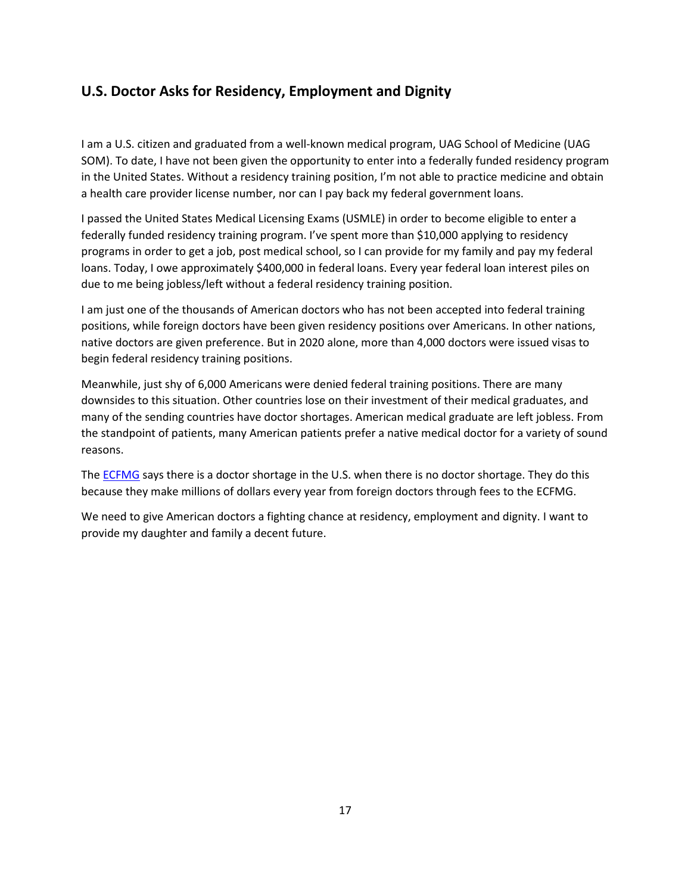## U.S. Doctor Asks for Residency, Employment and Dignity

I am a U.S. citizen and graduated from a well-known medical program, UAG School of Medicine (UAG SOM). To date, I have not been given the opportunity to enter into a federally funded residency program in the United States. Without a residency training position, I'm not able to practice medicine and obtain a health care provider license number, nor can I pay back my federal government loans.

I passed the United States Medical Licensing Exams (USMLE) in order to become eligible to enter a federally funded residency training program. I've spent more than $10,000 applying to residency programs in order to get a job, post medical school, so I can provide for my family and pay my federal loans. Today, I owe approximately $400,000 in federal loans. Every year federal loan interest piles on due to me being jobless/left without a federal residency training position.

I am just one of the thousands of American doctors who has not been accepted into federal training positions, while foreign doctors have been given residency positions over Americans. In other nations, native doctors are given preference. But in 2020 alone, more than 4,000 doctors were issued visas to begin federal residency training positions.

Meanwhile, just shy of 6,000 Americans were denied federal training positions. There are many downsides to this situation. Other countries lose on their investment of their medical graduates, and many of the sending countries have doctor shortages. American medical graduate are left jobless. From the standpoint of patients, many American patients prefer a native medical doctor for a variety of sound reasons.

The [ECFMG] says there is a doctor shortage in the U.S. when there is no doctor shortage. They do this because they make millions of dollars every year from foreign doctors through fees to the ECFMG.

We need to give American doctors a fighting chance at residency, employment and dignity. I want to provide my daughter and family a decent future.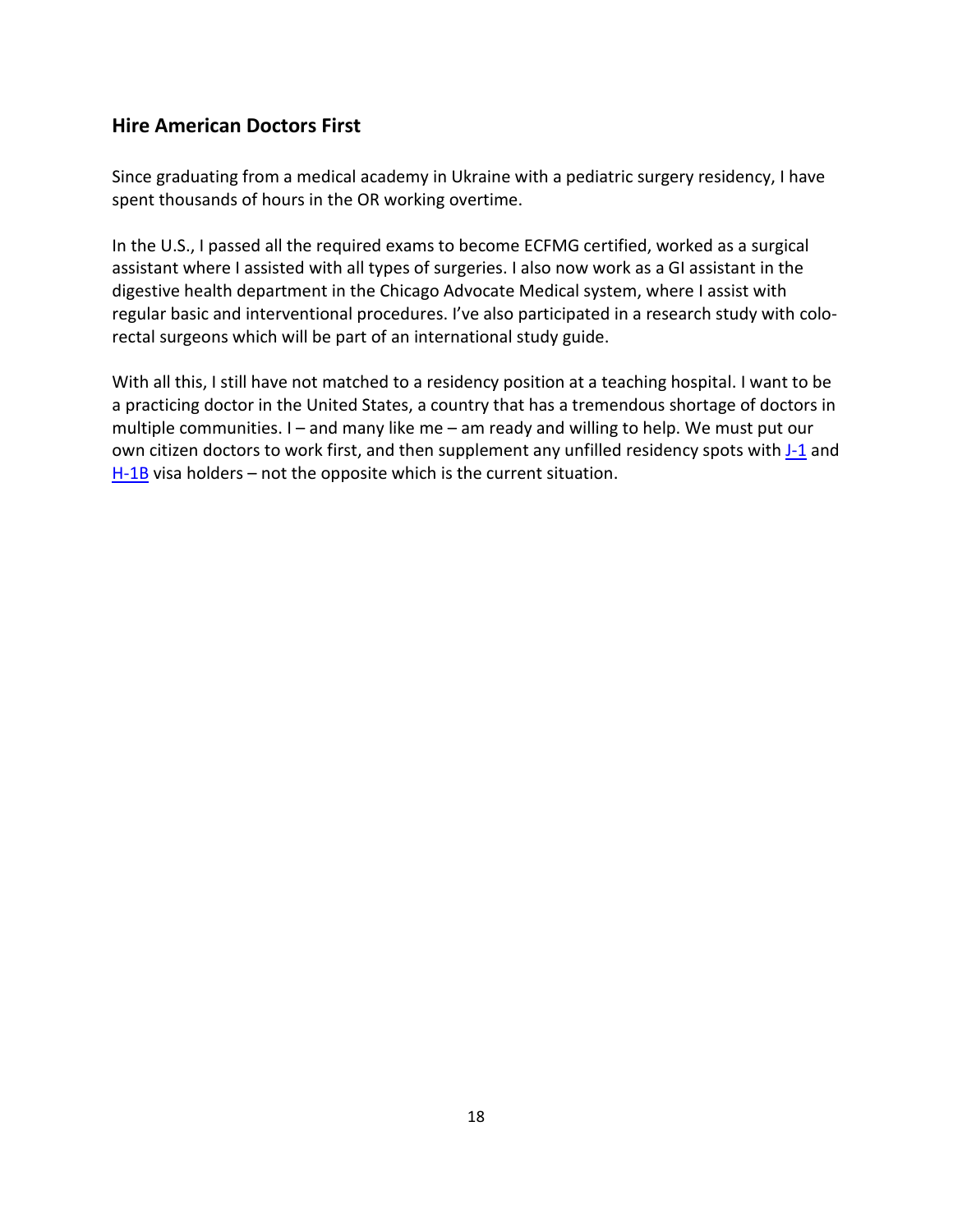## Hire American Doctors First

Since graduating from a medical academy in Ukraine with a pediatric surgery residency, I have spent thousands of hours in the OR working overtime.

In the U.S., I passed all the required exams to become ECFMG certified, worked as a surgical assistant where I assisted with all types of surgeries. I also now work as a GI assistant in the digestive health department in the Chicago Advocate Medical system, where I assist with regular basic and interventional procedures. I've also participated in a research study with colo-rectal surgeons which will be part of an international study guide.

With all this, I still have not matched to a residency position at a teaching hospital. I want to be a practicing doctor in the United States, a country that has a tremendous shortage of doctors in multiple communities. I – and many like me – am ready and willing to help. We must put our own citizen doctors to work first, and then supplement any unfilled residency spots with J-1 and H-1B visa holders – not the opposite which is the current situation.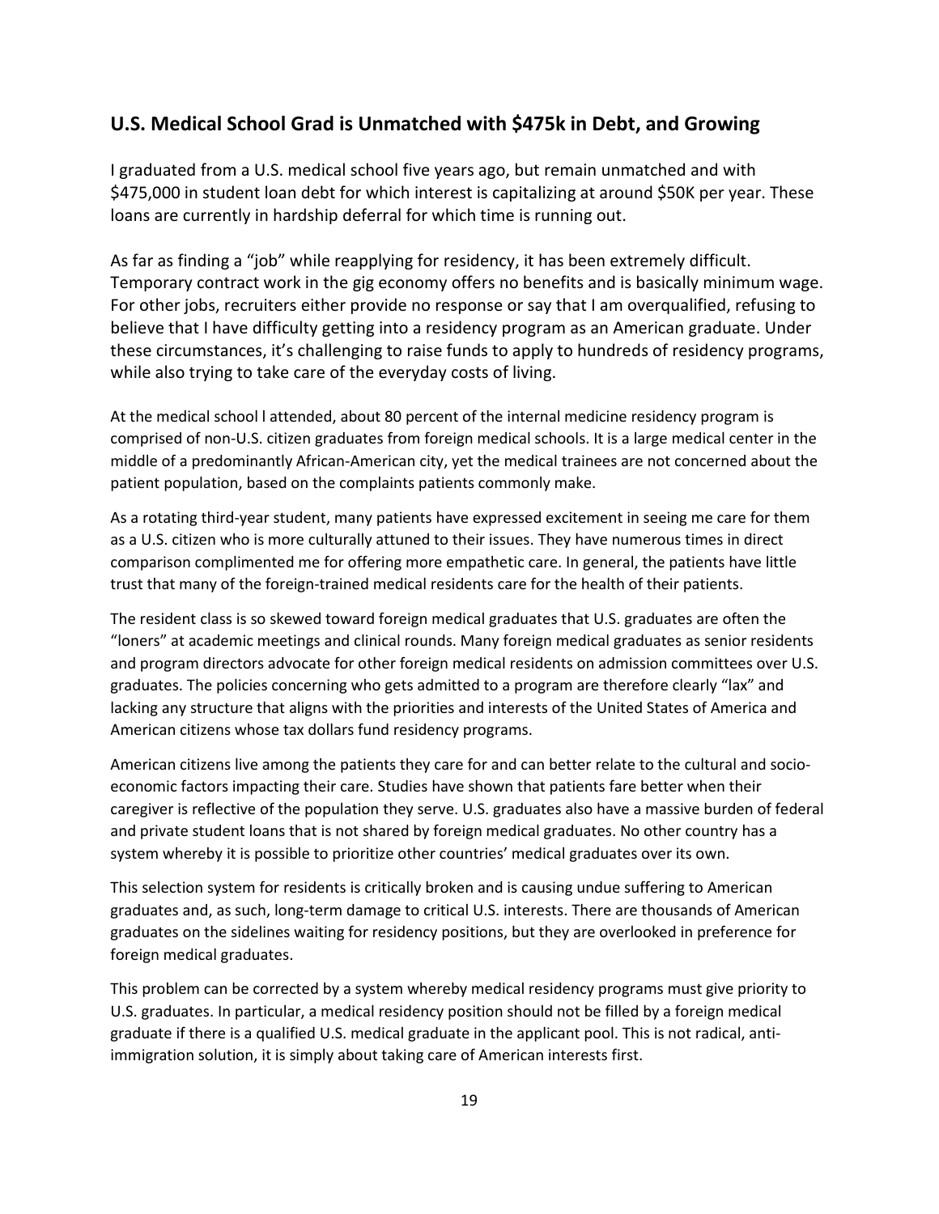## U.S. Medical School Grad is Unmatched with $475k in Debt, and Growing

I graduated from a U.S. medical school five years ago, but remain unmatched and with $475,000 in student loan debt for which interest is capitalizing at around $50K per year. These loans are currently in hardship deferral for which time is running out.

As far as finding a "job" while reapplying for residency, it has been extremely difficult. Temporary contract work in the gig economy offers no benefits and is basically minimum wage. For other jobs, recruiters either provide no response or say that I am overqualified, refusing to believe that I have difficulty getting into a residency program as an American graduate. Under these circumstances, it's challenging to raise funds to apply to hundreds of residency programs, while also trying to take care of the everyday costs of living.

At the medical school l attended, about 80 percent of the internal medicine residency program is comprised of non-U.S. citizen graduates from foreign medical schools. It is a large medical center in the middle of a predominantly African-American city, yet the medical trainees are not concerned about the patient population, based on the complaints patients commonly make.

As a rotating third-year student, many patients have expressed excitement in seeing me care for them as a U.S. citizen who is more culturally attuned to their issues. They have numerous times in direct comparison complimented me for offering more empathetic care. In general, the patients have little trust that many of the foreign-trained medical residents care for the health of their patients.

The resident class is so skewed toward foreign medical graduates that U.S. graduates are often the "loners" at academic meetings and clinical rounds. Many foreign medical graduates as senior residents and program directors advocate for other foreign medical residents on admission committees over U.S. graduates. The policies concerning who gets admitted to a program are therefore clearly "lax" and lacking any structure that aligns with the priorities and interests of the United States of America and American citizens whose tax dollars fund residency programs.

American citizens live among the patients they care for and can better relate to the cultural and socio-economic factors impacting their care. Studies have shown that patients fare better when their caregiver is reflective of the population they serve. U.S. graduates also have a massive burden of federal and private student loans that is not shared by foreign medical graduates. No other country has a system whereby it is possible to prioritize other countries' medical graduates over its own.

This selection system for residents is critically broken and is causing undue suffering to American graduates and, as such, long-term damage to critical U.S. interests. There are thousands of American graduates on the sidelines waiting for residency positions, but they are overlooked in preference for foreign medical graduates.

This problem can be corrected by a system whereby medical residency programs must give priority to U.S. graduates. In particular, a medical residency position should not be filled by a foreign medical graduate if there is a qualified U.S. medical graduate in the applicant pool. This is not radical, anti-immigration solution, it is simply about taking care of American interests first.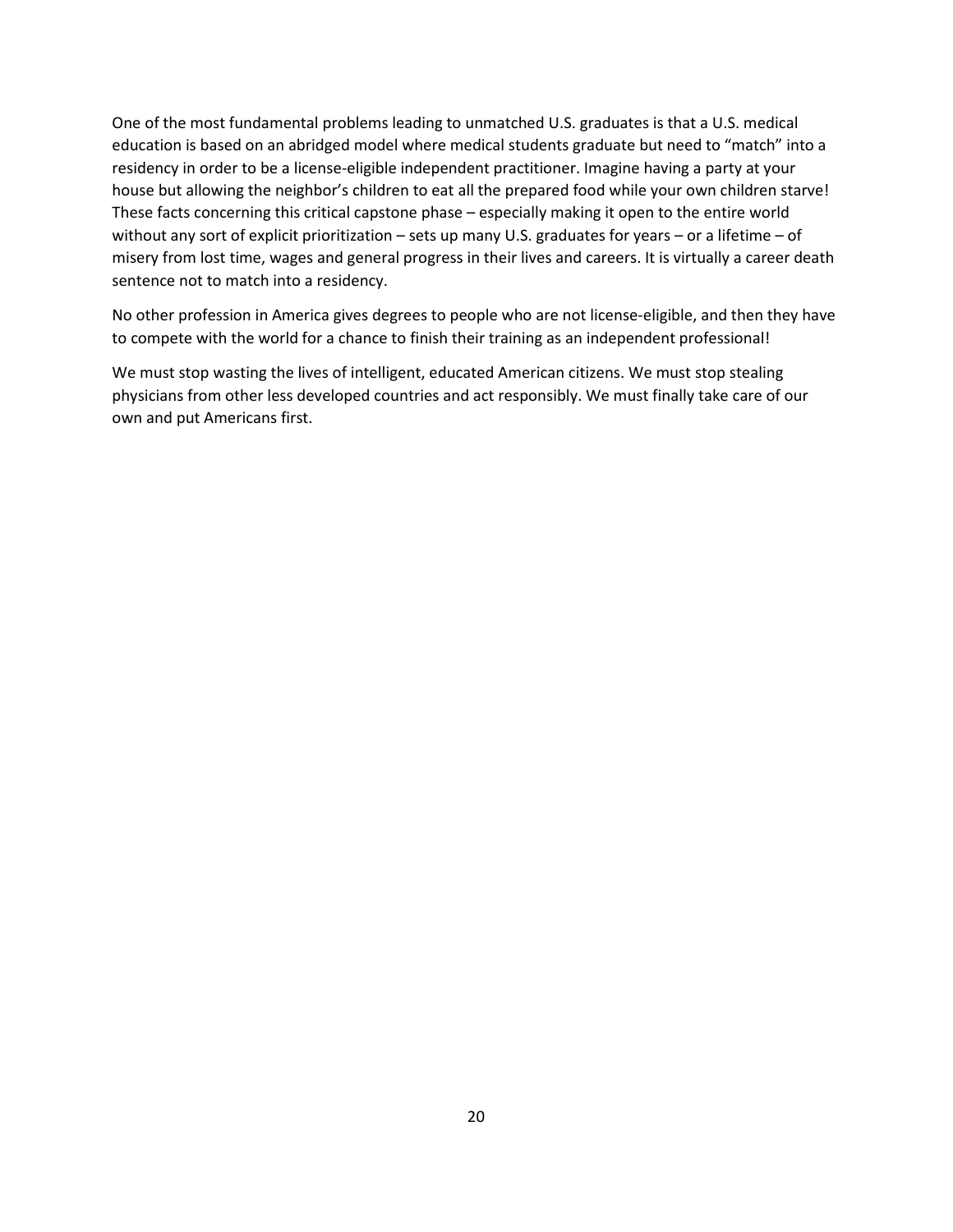One of the most fundamental problems leading to unmatched U.S. graduates is that a U.S. medical education is based on an abridged model where medical students graduate but need to "match" into a residency in order to be a license-eligible independent practitioner. Imagine having a party at your house but allowing the neighbor's children to eat all the prepared food while your own children starve! These facts concerning this critical capstone phase – especially making it open to the entire world without any sort of explicit prioritization – sets up many U.S. graduates for years – or a lifetime – of misery from lost time, wages and general progress in their lives and careers. It is virtually a career death sentence not to match into a residency.

No other profession in America gives degrees to people who are not license-eligible, and then they have to compete with the world for a chance to finish their training as an independent professional!

We must stop wasting the lives of intelligent, educated American citizens. We must stop stealing physicians from other less developed countries and act responsibly. We must finally take care of our own and put Americans first.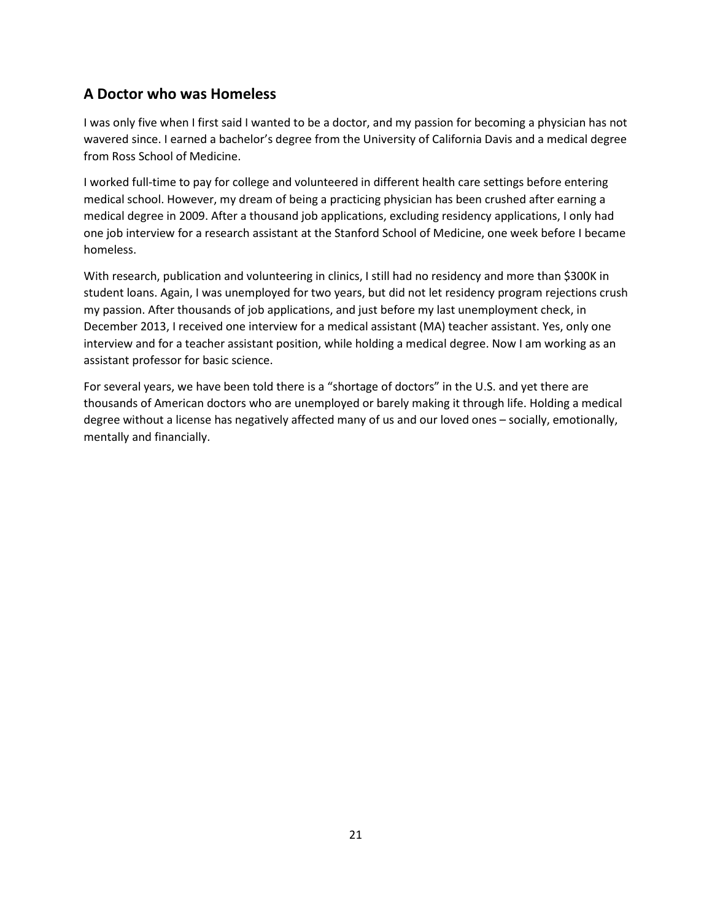## A Doctor who was Homeless

I was only five when I first said I wanted to be a doctor, and my passion for becoming a physician has not wavered since. I earned a bachelor's degree from the University of California Davis and a medical degree from Ross School of Medicine.

I worked full-time to pay for college and volunteered in different health care settings before entering medical school. However, my dream of being a practicing physician has been crushed after earning a medical degree in 2009. After a thousand job applications, excluding residency applications, I only had one job interview for a research assistant at the Stanford School of Medicine, one week before I became homeless.

With research, publication and volunteering in clinics, I still had no residency and more than $300K in student loans. Again, I was unemployed for two years, but did not let residency program rejections crush my passion. After thousands of job applications, and just before my last unemployment check, in December 2013, I received one interview for a medical assistant (MA) teacher assistant. Yes, only one interview and for a teacher assistant position, while holding a medical degree. Now I am working as an assistant professor for basic science.

For several years, we have been told there is a "shortage of doctors" in the U.S. and yet there are thousands of American doctors who are unemployed or barely making it through life. Holding a medical degree without a license has negatively affected many of us and our loved ones – socially, emotionally, mentally and financially.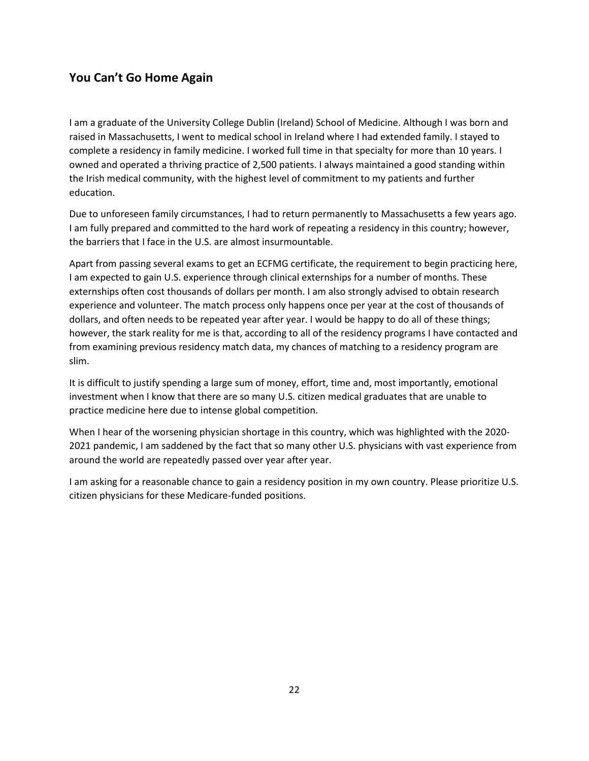## You Can't Go Home Again

I am a graduate of the University College Dublin (Ireland) School of Medicine. Although I was born and raised in Massachusetts, I went to medical school in Ireland where I had extended family. I stayed to complete a residency in family medicine. I worked full time in that specialty for more than 10 years. I owned and operated a thriving practice of 2,500 patients. I always maintained a good standing within the Irish medical community, with the highest level of commitment to my patients and further education.

Due to unforeseen family circumstances, I had to return permanently to Massachusetts a few years ago. I am fully prepared and committed to the hard work of repeating a residency in this country; however, the barriers that I face in the U.S. are almost insurmountable.

Apart from passing several exams to get an ECFMG certificate, the requirement to begin practicing here, I am expected to gain U.S. experience through clinical externships for a number of months. These externships often cost thousands of dollars per month. I am also strongly advised to obtain research experience and volunteer. The match process only happens once per year at the cost of thousands of dollars, and often needs to be repeated year after year. I would be happy to do all of these things; however, the stark reality for me is that, according to all of the residency programs I have contacted and from examining previous residency match data, my chances of matching to a residency program are slim.

It is difficult to justify spending a large sum of money, effort, time and, most importantly, emotional investment when I know that there are so many U.S. citizen medical graduates that are unable to practice medicine here due to intense global competition.

When I hear of the worsening physician shortage in this country, which was highlighted with the 2020-2021 pandemic, I am saddened by the fact that so many other U.S. physicians with vast experience from around the world are repeatedly passed over year after year.

I am asking for a reasonable chance to gain a residency position in my own country. Please prioritize U.S. citizen physicians for these Medicare-funded positions.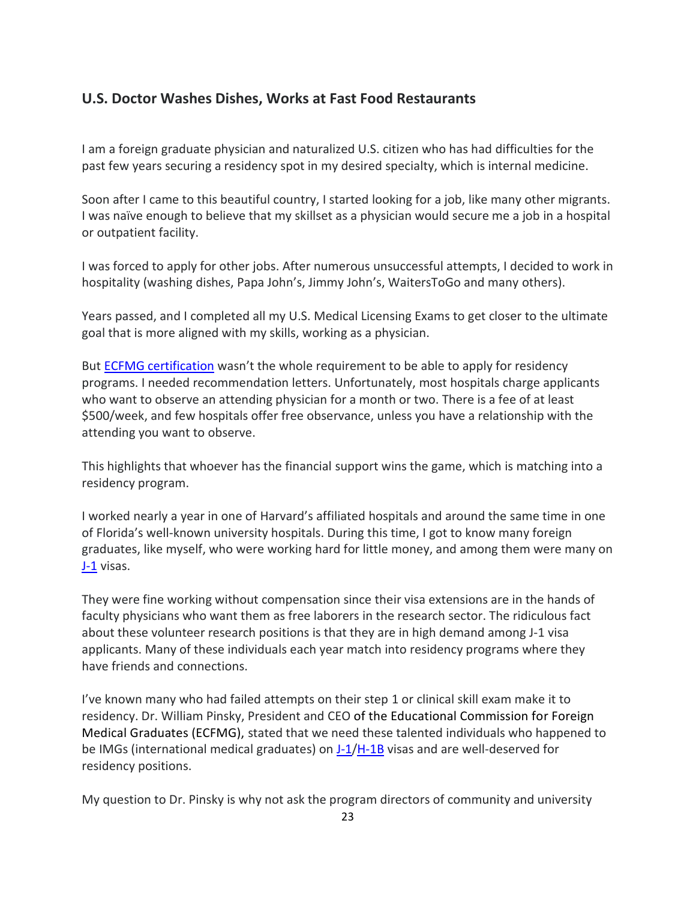## U.S. Doctor Washes Dishes, Works at Fast Food Restaurants

I am a foreign graduate physician and naturalized U.S. citizen who has had difficulties for the past few years securing a residency spot in my desired specialty, which is internal medicine.

Soon after I came to this beautiful country, I started looking for a job, like many other migrants. I was naïve enough to believe that my skillset as a physician would secure me a job in a hospital or outpatient facility.

I was forced to apply for other jobs. After numerous unsuccessful attempts, I decided to work in hospitality (washing dishes, Papa John's, Jimmy John's, WaitersToGo and many others).

Years passed, and I completed all my U.S. Medical Licensing Exams to get closer to the ultimate goal that is more aligned with my skills, working as a physician.

But ECFMG certification wasn't the whole requirement to be able to apply for residency programs. I needed recommendation letters. Unfortunately, most hospitals charge applicants who want to observe an attending physician for a month or two. There is a fee of at least \$500/week, and few hospitals offer free observance, unless you have a relationship with the attending you want to observe.

This highlights that whoever has the financial support wins the game, which is matching into a residency program.

I worked nearly a year in one of Harvard's affiliated hospitals and around the same time in one of Florida's well-known university hospitals. During this time, I got to know many foreign graduates, like myself, who were working hard for little money, and among them were many on J-1 visas.

They were fine working without compensation since their visa extensions are in the hands of faculty physicians who want them as free laborers in the research sector. The ridiculous fact about these volunteer research positions is that they are in high demand among J-1 visa applicants. Many of these individuals each year match into residency programs where they have friends and connections.

I've known many who had failed attempts on their step 1 or clinical skill exam make it to residency. Dr. William Pinsky, President and CEO of the Educational Commission for Foreign Medical Graduates (ECFMG), stated that we need these talented individuals who happened to be IMGs (international medical graduates) on J-1/H-1B visas and are well-deserved for residency positions.

My question to Dr. Pinsky is why not ask the program directors of community and university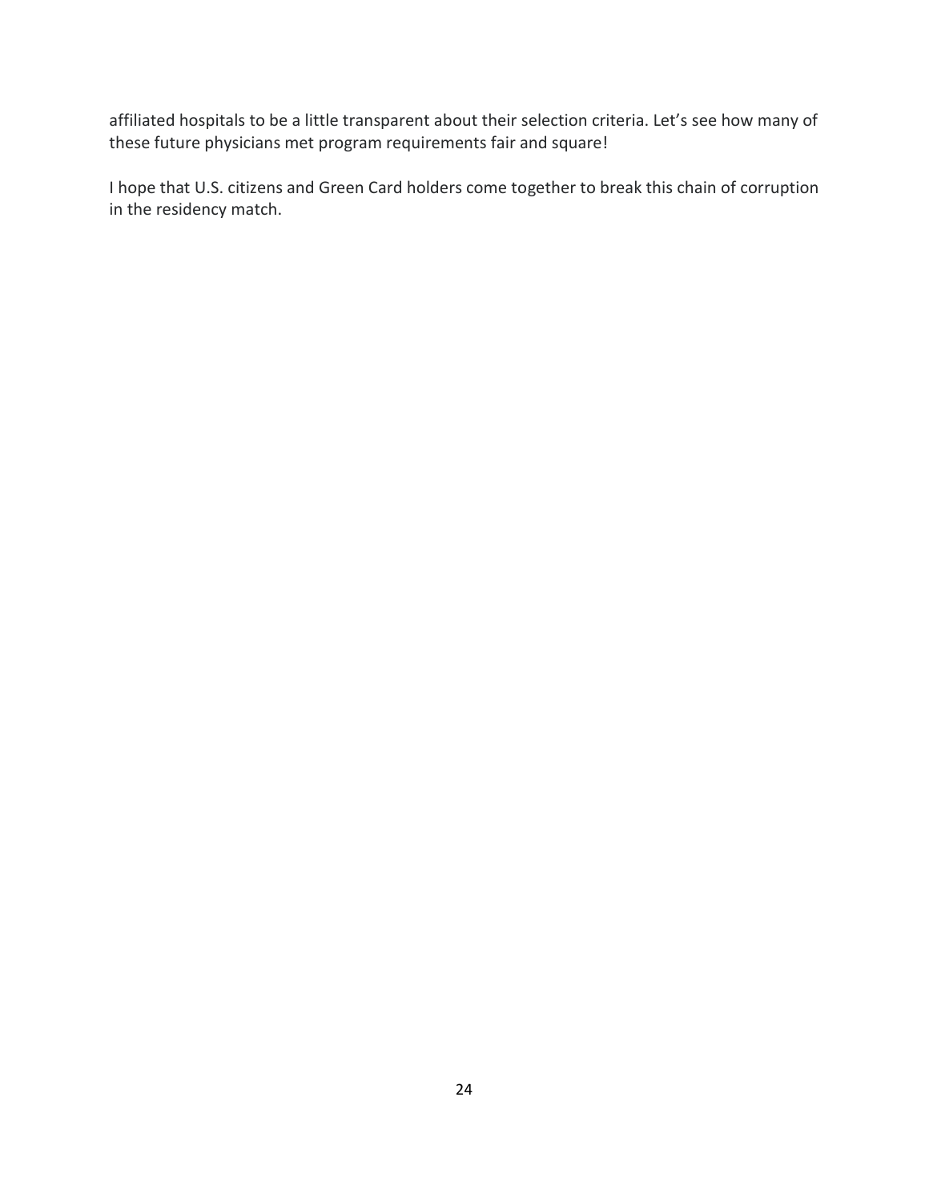affiliated hospitals to be a little transparent about their selection criteria. Let's see how many of these future physicians met program requirements fair and square!

I hope that U.S. citizens and Green Card holders come together to break this chain of corruption in the residency match.